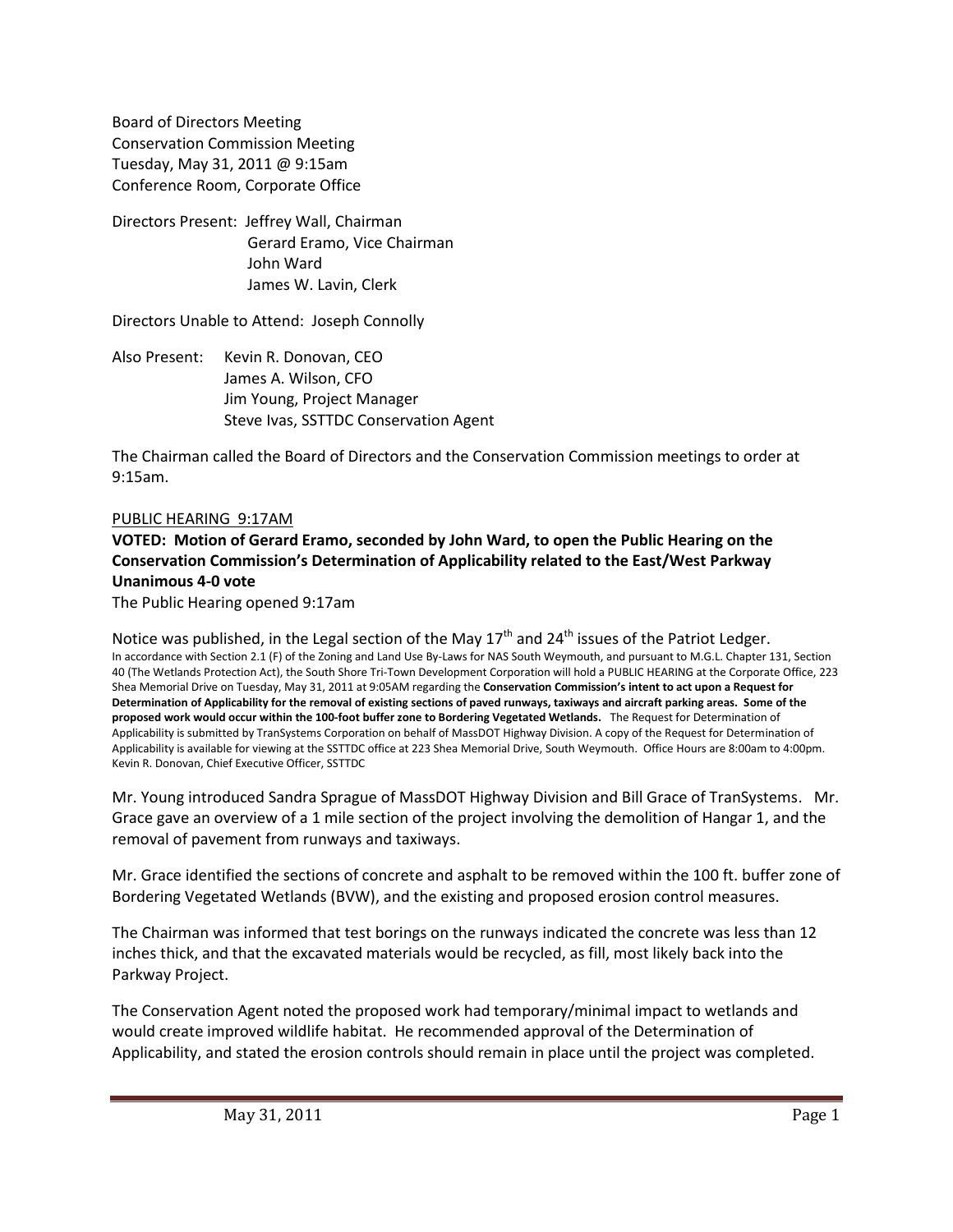Board of Directors Meeting
Conservation Commission Meeting
Tuesday, May 31, 2011 @ 9:15am
Conference Room, Corporate Office

Directors Present: Jeffrey Wall, Chairman
Gerard Eramo, Vice Chairman
John Ward
James W. Lavin, Clerk

Directors Unable to Attend: Joseph Connolly

Also Present: Kevin R. Donovan, CEO
James A. Wilson, CFO
Jim Young, Project Manager
Steve Ivas, SSTTDC Conservation Agent

The Chairman called the Board of Directors and the Conservation Commission meetings to order at 9:15am.

PUBLIC HEARING 9:17AM

**VOTED: Motion of Gerard Eramo, seconded by John Ward, to open the Public Hearing on the Conservation Commission's Determination of Applicability related to the East/West Parkway**
**Unanimous 4-0 vote**

The Public Hearing opened 9:17am

Notice was published, in the Legal section of the May 17th and 24th issues of the Patriot Ledger.

In accordance with Section 2.1 (F) of the Zoning and Land Use By-Laws for NAS South Weymouth, and pursuant to M.G.L. Chapter 131, Section 40 (The Wetlands Protection Act), the South Shore Tri-Town Development Corporation will hold a PUBLIC HEARING at the Corporate Office, 223 Shea Memorial Drive on Tuesday, May 31, 2011 at 9:05AM regarding the **Conservation Commission's intent to act upon a Request for Determination of Applicability for the removal of existing sections of paved runways, taxiways and aircraft parking areas. Some of the proposed work would occur within the 100-foot buffer zone to Bordering Vegetated Wetlands.** The Request for Determination of Applicability is submitted by TranSystems Corporation on behalf of MassDOT Highway Division. A copy of the Request for Determination of Applicability is available for viewing at the SSTTDC office at 223 Shea Memorial Drive, South Weymouth. Office Hours are 8:00am to 4:00pm. Kevin R. Donovan, Chief Executive Officer, SSTTDC

Mr. Young introduced Sandra Sprague of MassDOT Highway Division and Bill Grace of TranSystems. Mr. Grace gave an overview of a 1 mile section of the project involving the demolition of Hangar 1, and the removal of pavement from runways and taxiways.

Mr. Grace identified the sections of concrete and asphalt to be removed within the 100 ft. buffer zone of Bordering Vegetated Wetlands (BVW), and the existing and proposed erosion control measures.

The Chairman was informed that test borings on the runways indicated the concrete was less than 12 inches thick, and that the excavated materials would be recycled, as fill, most likely back into the Parkway Project.

The Conservation Agent noted the proposed work had temporary/minimal impact to wetlands and would create improved wildlife habitat. He recommended approval of the Determination of Applicability, and stated the erosion controls should remain in place until the project was completed.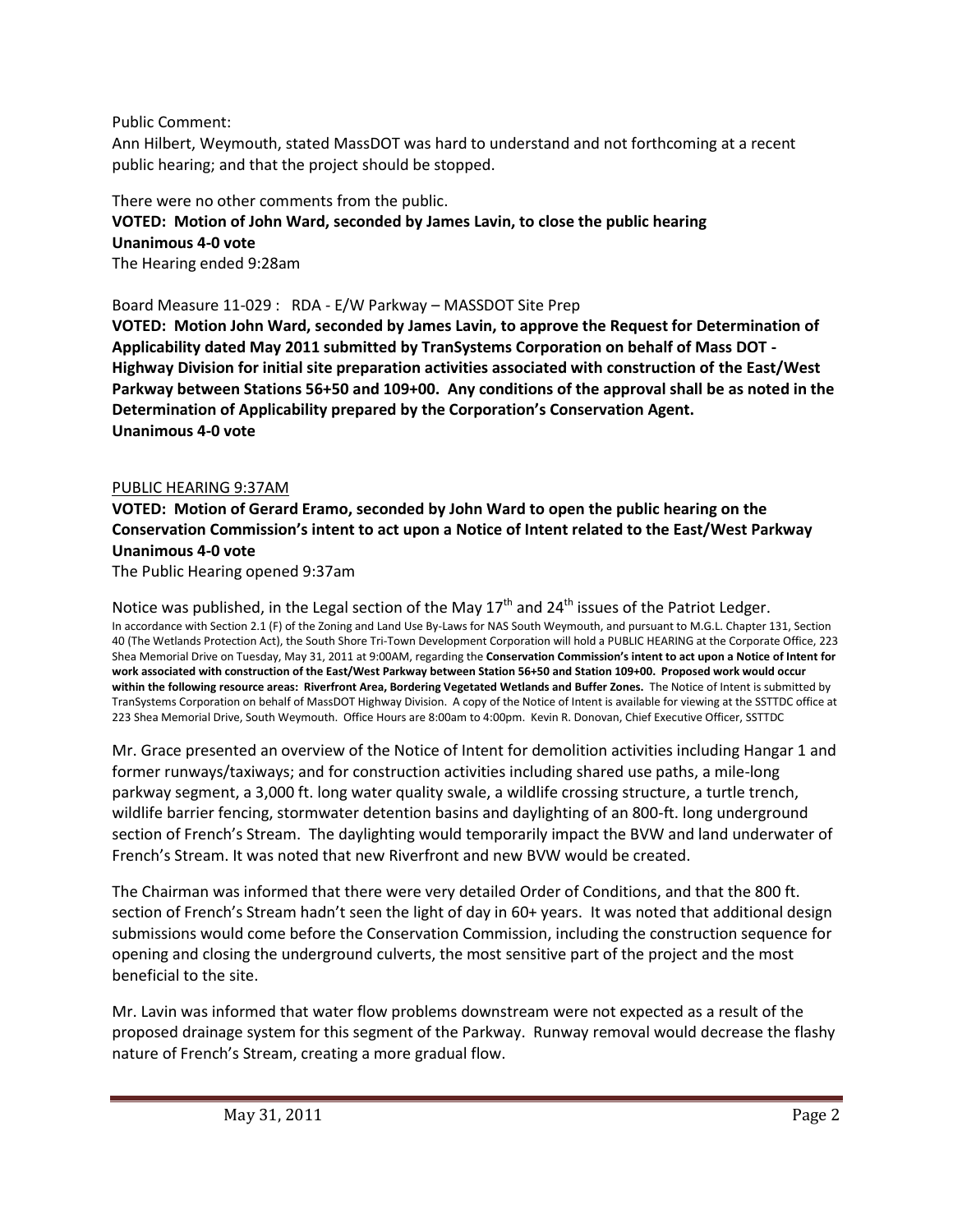Public Comment:

Ann Hilbert, Weymouth, stated MassDOT was hard to understand and not forthcoming at a recent public hearing; and that the project should be stopped.

There were no other comments from the public.

**VOTED: Motion of John Ward, seconded by James Lavin, to close the public hearing**
**Unanimous 4-0 vote**

The Hearing ended 9:28am

Board Measure 11-029 : RDA - E/W Parkway – MASSDOT Site Prep

**VOTED: Motion John Ward, seconded by James Lavin, to approve the Request for Determination of Applicability dated May 2011 submitted by TranSystems Corporation on behalf of Mass DOT - Highway Division for initial site preparation activities associated with construction of the East/West Parkway between Stations 56+50 and 109+00. Any conditions of the approval shall be as noted in the Determination of Applicability prepared by the Corporation's Conservation Agent.**
**Unanimous 4-0 vote**

PUBLIC HEARING 9:37AM

**VOTED: Motion of Gerard Eramo, seconded by John Ward to open the public hearing on the Conservation Commission's intent to act upon a Notice of Intent related to the East/West Parkway**
**Unanimous 4-0 vote**

The Public Hearing opened 9:37am

Notice was published, in the Legal section of the May 17th and 24th issues of the Patriot Ledger.

In accordance with Section 2.1 (F) of the Zoning and Land Use By-Laws for NAS South Weymouth, and pursuant to M.G.L. Chapter 131, Section 40 (The Wetlands Protection Act), the South Shore Tri-Town Development Corporation will hold a PUBLIC HEARING at the Corporate Office, 223 Shea Memorial Drive on Tuesday, May 31, 2011 at 9:00AM, regarding the **Conservation Commission's intent to act upon a Notice of Intent for work associated with construction of the East/West Parkway between Station 56+50 and Station 109+00. Proposed work would occur within the following resource areas: Riverfront Area, Bordering Vegetated Wetlands and Buffer Zones.** The Notice of Intent is submitted by TranSystems Corporation on behalf of MassDOT Highway Division. A copy of the Notice of Intent is available for viewing at the SSTTDC office at 223 Shea Memorial Drive, South Weymouth. Office Hours are 8:00am to 4:00pm. Kevin R. Donovan, Chief Executive Officer, SSTTDC

Mr. Grace presented an overview of the Notice of Intent for demolition activities including Hangar 1 and former runways/taxiways; and for construction activities including shared use paths, a mile-long parkway segment, a 3,000 ft. long water quality swale, a wildlife crossing structure, a turtle trench, wildlife barrier fencing, stormwater detention basins and daylighting of an 800-ft. long underground section of French's Stream. The daylighting would temporarily impact the BVW and land underwater of French's Stream. It was noted that new Riverfront and new BVW would be created.

The Chairman was informed that there were very detailed Order of Conditions, and that the 800 ft. section of French's Stream hadn't seen the light of day in 60+ years. It was noted that additional design submissions would come before the Conservation Commission, including the construction sequence for opening and closing the underground culverts, the most sensitive part of the project and the most beneficial to the site.

Mr. Lavin was informed that water flow problems downstream were not expected as a result of the proposed drainage system for this segment of the Parkway. Runway removal would decrease the flashy nature of French's Stream, creating a more gradual flow.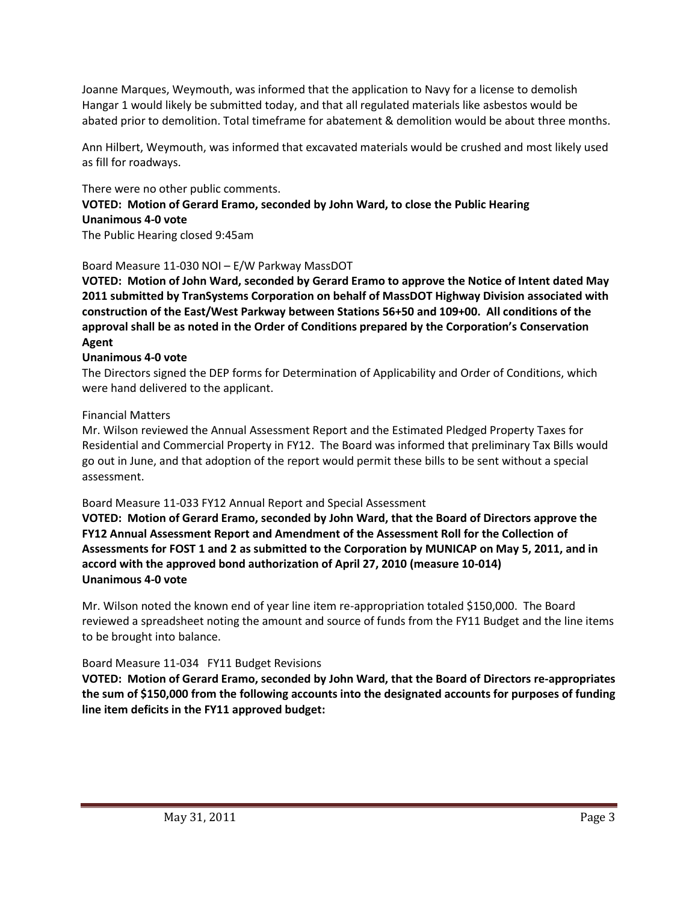Joanne Marques, Weymouth, was informed that the application to Navy for a license to demolish Hangar 1 would likely be submitted today, and that all regulated materials like asbestos would be abated prior to demolition. Total timeframe for abatement & demolition would be about three months.

Ann Hilbert, Weymouth, was informed that excavated materials would be crushed and most likely used as fill for roadways.

There were no other public comments.

**VOTED: Motion of Gerard Eramo, seconded by John Ward, to close the Public Hearing**
**Unanimous 4-0 vote**

The Public Hearing closed 9:45am

Board Measure 11-030 NOI – E/W Parkway MassDOT

**VOTED: Motion of John Ward, seconded by Gerard Eramo to approve the Notice of Intent dated May 2011 submitted by TranSystems Corporation on behalf of MassDOT Highway Division associated with construction of the East/West Parkway between Stations 56+50 and 109+00. All conditions of the approval shall be as noted in the Order of Conditions prepared by the Corporation's Conservation Agent**

**Unanimous 4-0 vote**

The Directors signed the DEP forms for Determination of Applicability and Order of Conditions, which were hand delivered to the applicant.

Financial Matters

Mr. Wilson reviewed the Annual Assessment Report and the Estimated Pledged Property Taxes for Residential and Commercial Property in FY12. The Board was informed that preliminary Tax Bills would go out in June, and that adoption of the report would permit these bills to be sent without a special assessment.

Board Measure 11-033 FY12 Annual Report and Special Assessment

**VOTED: Motion of Gerard Eramo, seconded by John Ward, that the Board of Directors approve the FY12 Annual Assessment Report and Amendment of the Assessment Roll for the Collection of Assessments for FOST 1 and 2 as submitted to the Corporation by MUNICAP on May 5, 2011, and in accord with the approved bond authorization of April 27, 2010 (measure 10-014)**
**Unanimous 4-0 vote**

Mr. Wilson noted the known end of year line item re-appropriation totaled $150,000. The Board reviewed a spreadsheet noting the amount and source of funds from the FY11 Budget and the line items to be brought into balance.

Board Measure 11-034 FY11 Budget Revisions

**VOTED: Motion of Gerard Eramo, seconded by John Ward, that the Board of Directors re-appropriates the sum of $150,000 from the following accounts into the designated accounts for purposes of funding line item deficits in the FY11 approved budget:**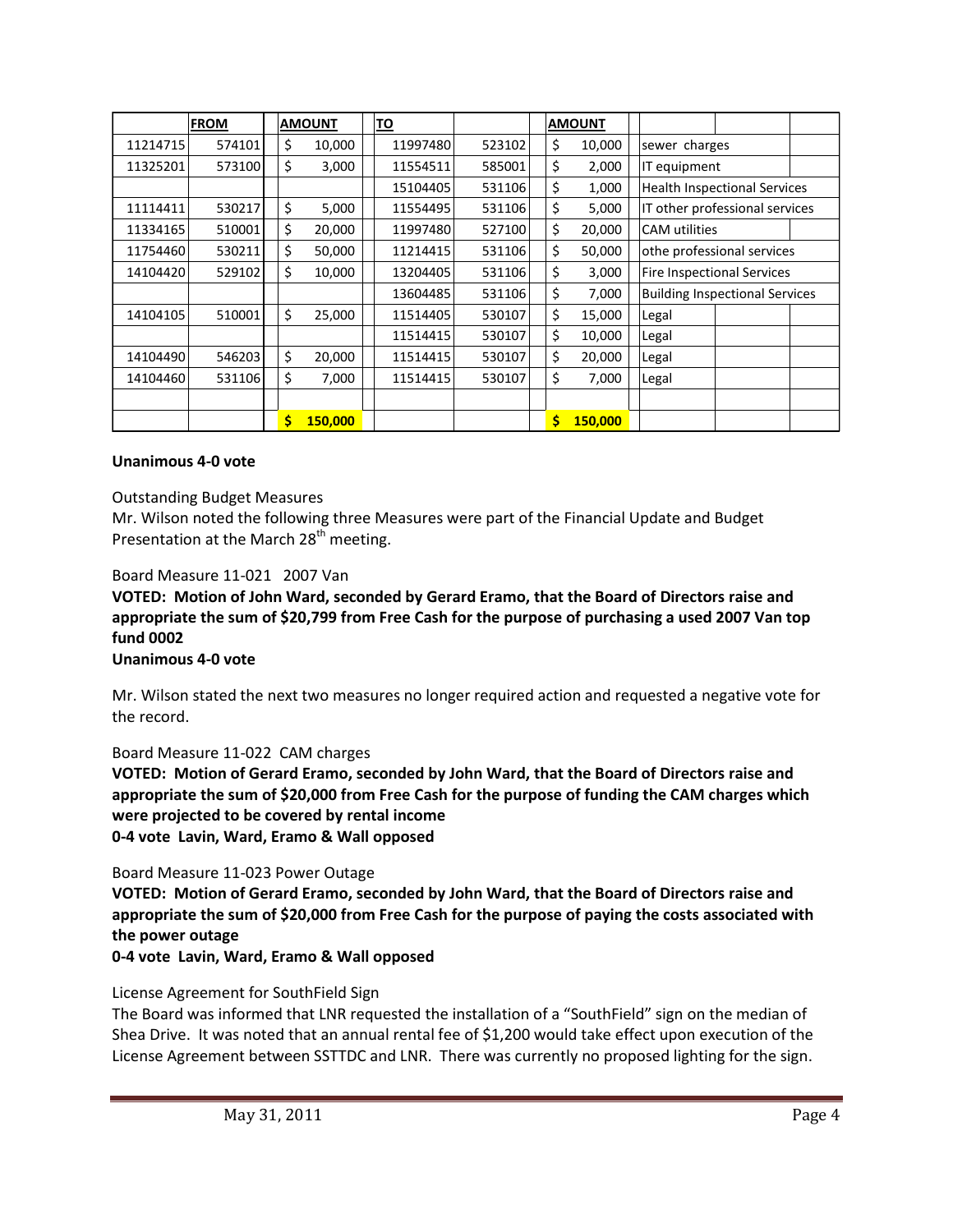| | FROM | AMOUNT | TO | | AMOUNT | |
|---|---|---|---|---|---|---|
| 11214715 | 574101 | $ 10,000 | 11997480 | 523102 | $ 10,000 | sewer charges |
| 11325201 | 573100 | $ 3,000 | 11554511 | 585001 | $ 2,000 | IT equipment |
| | | | 15104405 | 531106 | $ 1,000 | Health Inspectional Services |
| 11114411 | 530217 | $ 5,000 | 11554495 | 531106 | $ 5,000 | IT other professional services |
| 11334165 | 510001 | $ 20,000 | 11997480 | 527100 | $ 20,000 | CAM utilities |
| 11754460 | 530211 | $ 50,000 | 11214415 | 531106 | $ 50,000 | othe professional services |
| 14104420 | 529102 | $ 10,000 | 13204405 | 531106 | $ 3,000 | Fire Inspectional Services |
| | | | 13604485 | 531106 | $ 7,000 | Building Inspectional Services |
| 14104105 | 510001 | $ 25,000 | 11514405 | 530107 | $ 15,000 | Legal |
| | | | 11514415 | 530107 | $ 10,000 | Legal |
| 14104490 | 546203 | $ 20,000 | 11514415 | 530107 | $ 20,000 | Legal |
| 14104460 | 531106 | $ 7,000 | 11514415 | 530107 | $ 7,000 | Legal |
| | | | | | | |
| | | **$ 150,000** | | | **$ 150,000** | |

**Unanimous 4-0 vote**

Outstanding Budget Measures

Mr. Wilson noted the following three Measures were part of the Financial Update and Budget Presentation at the March 28th meeting.

Board Measure 11-021 2007 Van

**VOTED: Motion of John Ward, seconded by Gerard Eramo, that the Board of Directors raise and appropriate the sum of $20,799 from Free Cash for the purpose of purchasing a used 2007 Van top fund 0002**

**Unanimous 4-0 vote**

Mr. Wilson stated the next two measures no longer required action and requested a negative vote for the record.

Board Measure 11-022 CAM charges

**VOTED: Motion of Gerard Eramo, seconded by John Ward, that the Board of Directors raise and appropriate the sum of $20,000 from Free Cash for the purpose of funding the CAM charges which were projected to be covered by rental income**

**0-4 vote Lavin, Ward, Eramo & Wall opposed**

Board Measure 11-023 Power Outage

**VOTED: Motion of Gerard Eramo, seconded by John Ward, that the Board of Directors raise and appropriate the sum of $20,000 from Free Cash for the purpose of paying the costs associated with the power outage**

**0-4 vote Lavin, Ward, Eramo & Wall opposed**

License Agreement for SouthField Sign

The Board was informed that LNR requested the installation of a "SouthField" sign on the median of Shea Drive. It was noted that an annual rental fee of $1,200 would take effect upon execution of the License Agreement between SSTTDC and LNR. There was currently no proposed lighting for the sign.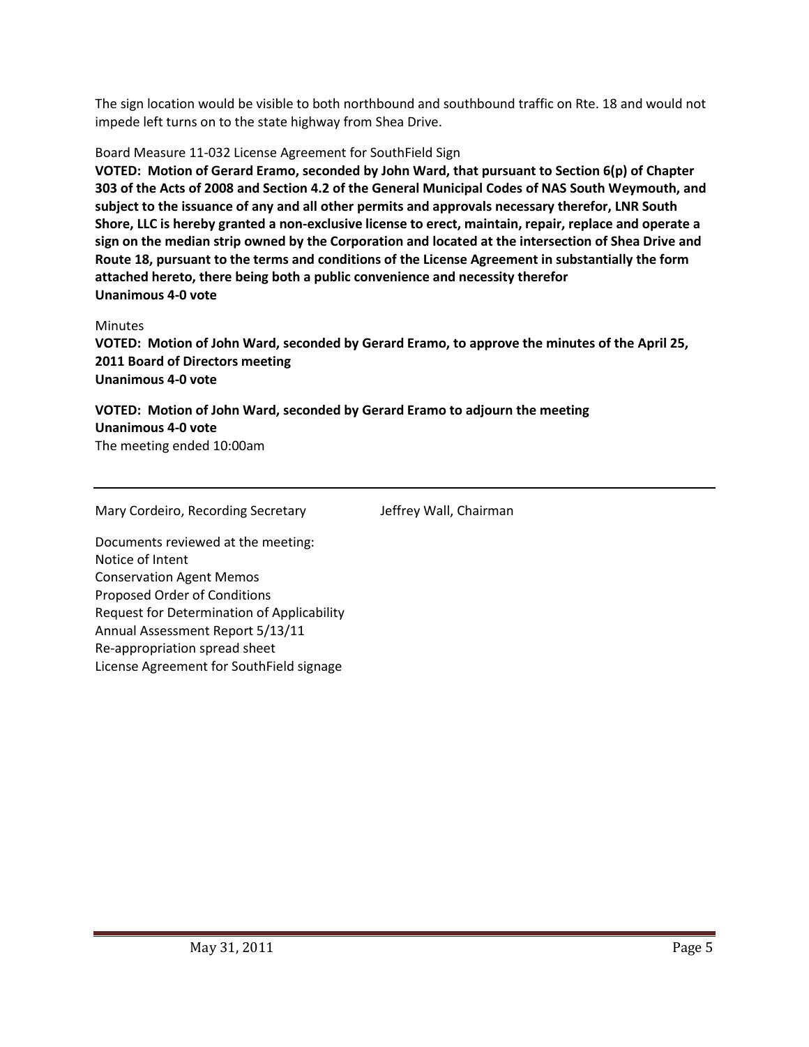The sign location would be visible to both northbound and southbound traffic on Rte. 18 and would not impede left turns on to the state highway from Shea Drive.

Board Measure 11-032 License Agreement for SouthField Sign

**VOTED: Motion of Gerard Eramo, seconded by John Ward, that pursuant to Section 6(p) of Chapter 303 of the Acts of 2008 and Section 4.2 of the General Municipal Codes of NAS South Weymouth, and subject to the issuance of any and all other permits and approvals necessary therefor, LNR South Shore, LLC is hereby granted a non-exclusive license to erect, maintain, repair, replace and operate a sign on the median strip owned by the Corporation and located at the intersection of Shea Drive and Route 18, pursuant to the terms and conditions of the License Agreement in substantially the form attached hereto, there being both a public convenience and necessity therefor**
**Unanimous 4-0 vote**

Minutes

**VOTED: Motion of John Ward, seconded by Gerard Eramo, to approve the minutes of the April 25, 2011 Board of Directors meeting**
**Unanimous 4-0 vote**

**VOTED: Motion of John Ward, seconded by Gerard Eramo to adjourn the meeting**
**Unanimous 4-0 vote**
The meeting ended 10:00am

---

Mary Cordeiro, Recording Secretary Jeffrey Wall, Chairman

Documents reviewed at the meeting:
Notice of Intent
Conservation Agent Memos
Proposed Order of Conditions
Request for Determination of Applicability
Annual Assessment Report 5/13/11
Re-appropriation spread sheet
License Agreement for SouthField signage